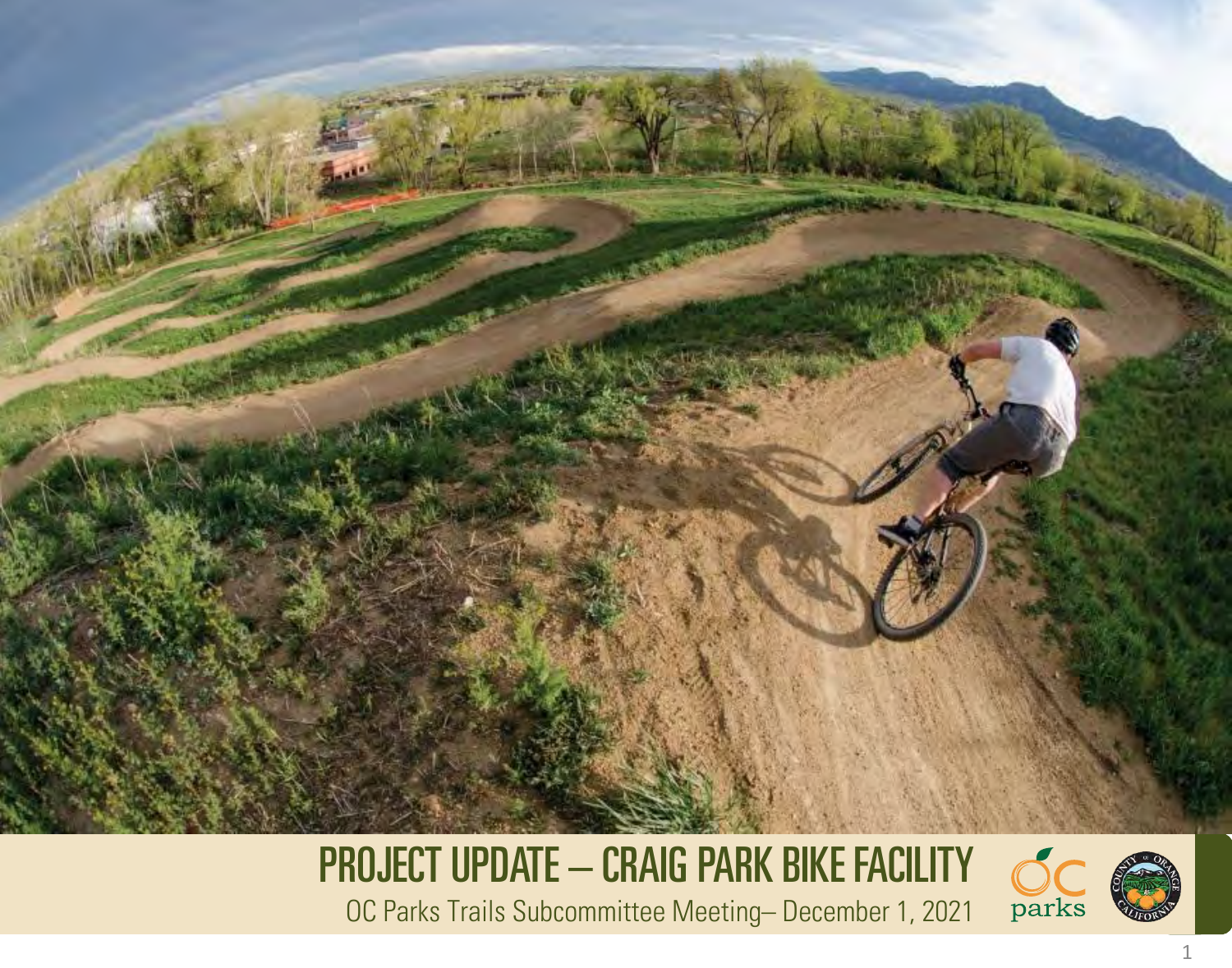# PROJECT UPDATE – CRAIG PARK BIKE FACILITY

OC Parks Trails Subcommittee Meeting– December 1, 2021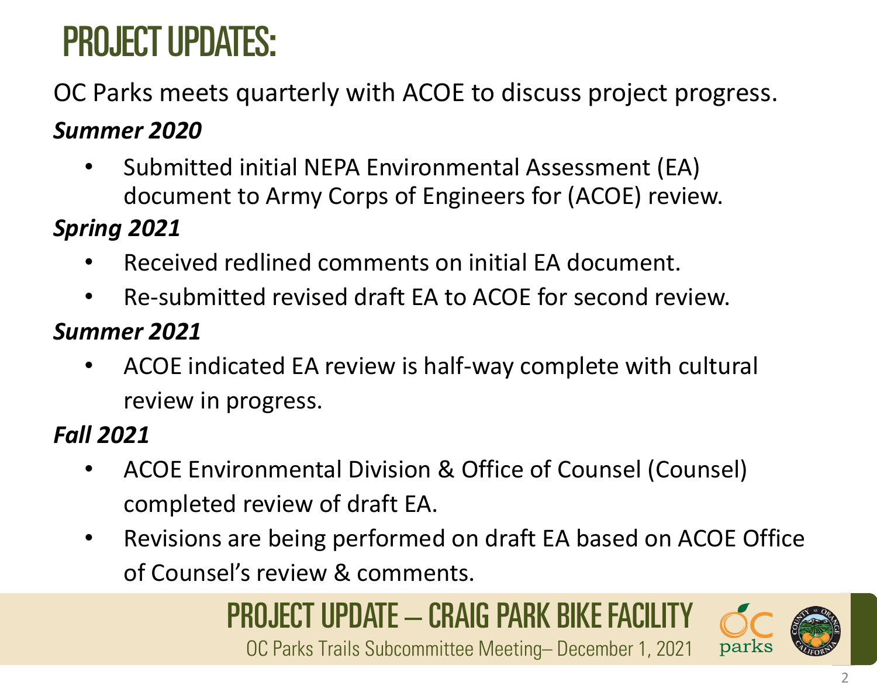# PROJECT UPDATES:

OC Parks meets quarterly with ACOE to discuss project progress.

***Summer 2020***

- Submitted initial NEPA Environmental Assessment (EA) document to Army Corps of Engineers for (ACOE) review.

***Spring 2021***

- Received redlined comments on initial EA document.
- Re-submitted revised draft EA to ACOE for second review.

***Summer 2021***

- ACOE indicated EA review is half-way complete with cultural review in progress.

***Fall 2021***

- ACOE Environmental Division & Office of Counsel (Counsel) completed review of draft EA.
- Revisions are being performed on draft EA based on ACOE Office of Counsel's review & comments.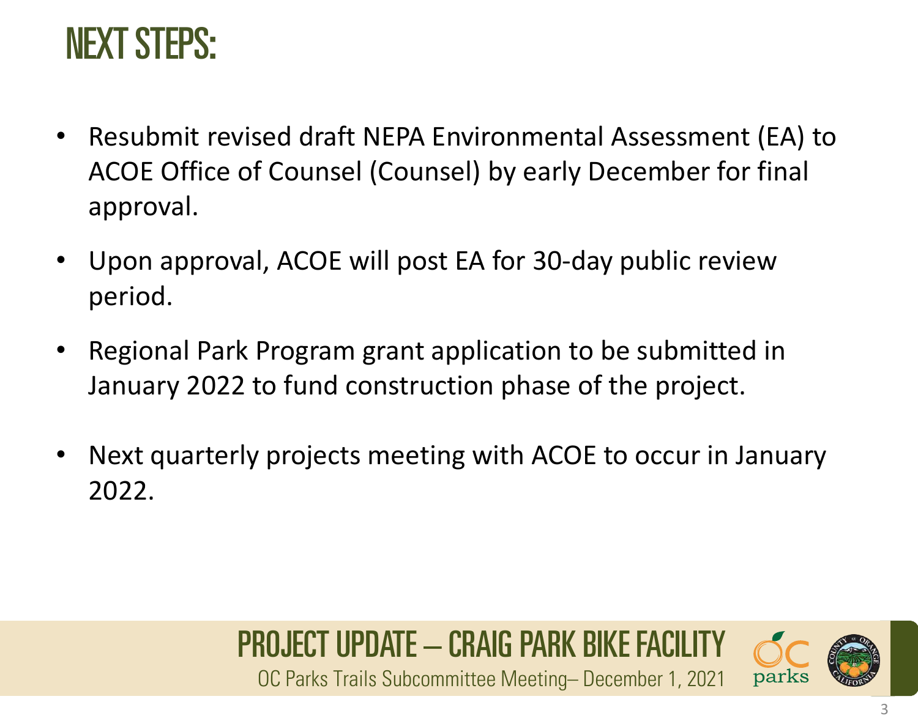# NEXT STEPS:

- Resubmit revised draft NEPA Environmental Assessment (EA) to ACOE Office of Counsel (Counsel) by early December for final approval.
- Upon approval, ACOE will post EA for 30-day public review period.
- Regional Park Program grant application to be submitted in January 2022 to fund construction phase of the project.
- Next quarterly projects meeting with ACOE to occur in January 2022.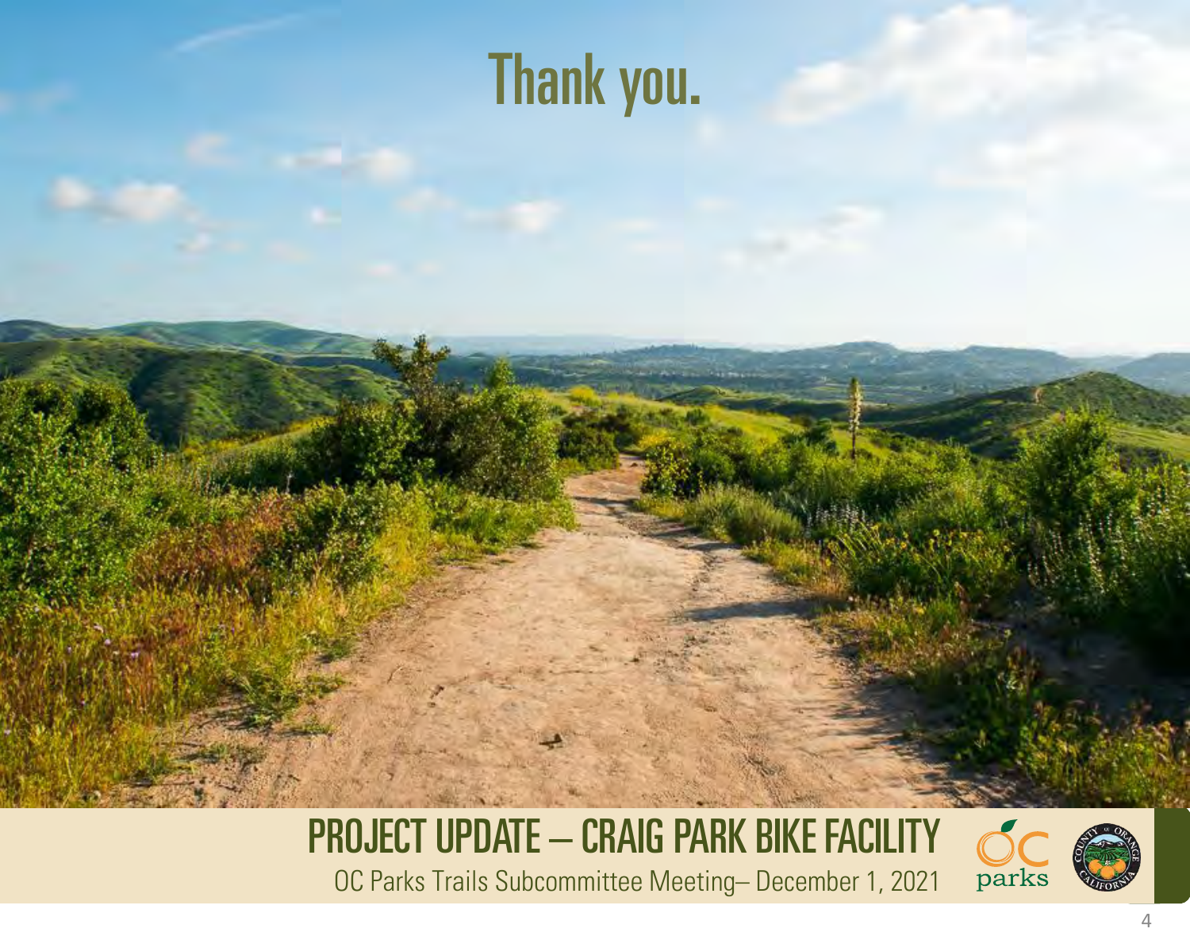# Thank you.

## PROJECT UPDATE – CRAIG PARK BIKE FACILITY

OC Parks Trails Subcommittee Meeting– December 1, 2021